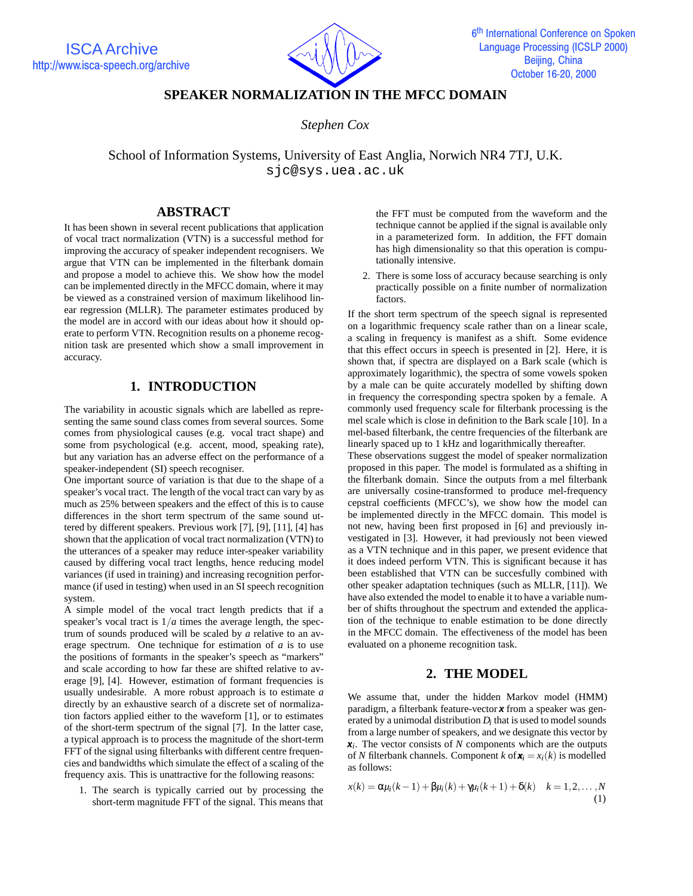# SPEAKER NORMALIZATION IN THE MFCC DOMAIN

*Stephen Cox*

School of Information Systems, University of East Anglia, Norwich NR4 7TJ, U.K.
sjc@sys.uea.ac.uk

## ABSTRACT

It has been shown in several recent publications that application of vocal tract normalization (VTN) is a successful method for improving the accuracy of speaker independent recognisers. We argue that VTN can be implemented in the filterbank domain and propose a model to achieve this. We show how the model can be implemented directly in the MFCC domain, where it may be viewed as a constrained version of maximum likelihood linear regression (MLLR). The parameter estimates produced by the model are in accord with our ideas about how it should operate to perform VTN. Recognition results on a phoneme recognition task are presented which show a small improvement in accuracy.

## 1. INTRODUCTION

The variability in acoustic signals which are labelled as representing the same sound class comes from several sources. Some comes from physiological causes (e.g. vocal tract shape) and some from psychological (e.g. accent, mood, speaking rate), but any variation has an adverse effect on the performance of a speaker-independent (SI) speech recogniser.

One important source of variation is that due to the shape of a speaker's vocal tract. The length of the vocal tract can vary by as much as 25% between speakers and the effect of this is to cause differences in the short term spectrum of the same sound uttered by different speakers. Previous work [7], [9], [11], [4] has shown that the application of vocal tract normalization (VTN) to the utterances of a speaker may reduce inter-speaker variability caused by differing vocal tract lengths, hence reducing model variances (if used in training) and increasing recognition performance (if used in testing) when used in an SI speech recognition system.

A simple model of the vocal tract length predicts that if a speaker's vocal tract is $1/a$ times the average length, the spectrum of sounds produced will be scaled by $a$ relative to an average spectrum. One technique for estimation of $a$ is to use the positions of formants in the speaker's speech as "markers" and scale according to how far these are shifted relative to average [9], [4]. However, estimation of formant frequencies is usually undesirable. A more robust approach is to estimate $a$ directly by an exhaustive search of a discrete set of normalization factors applied either to the waveform [1], or to estimates of the short-term spectrum of the signal [7]. In the latter case, a typical approach is to process the magnitude of the short-term FFT of the signal using filterbanks with different centre frequencies and bandwidths which simulate the effect of a scaling of the frequency axis. This is unattractive for the following reasons:

1. The search is typically carried out by processing the short-term magnitude FFT of the signal. This means that the FFT must be computed from the waveform and the technique cannot be applied if the signal is available only in a parameterized form. In addition, the FFT domain has high dimensionality so that this operation is computationally intensive.
2. There is some loss of accuracy because searching is only practically possible on a finite number of normalization factors.

If the short term spectrum of the speech signal is represented on a logarithmic frequency scale rather than on a linear scale, a scaling in frequency is manifest as a shift. Some evidence that this effect occurs in speech is presented in [2]. Here, it is shown that, if spectra are displayed on a Bark scale (which is approximately logarithmic), the spectra of some vowels spoken by a male can be quite accurately modelled by shifting down in frequency the corresponding spectra spoken by a female. A commonly used frequency scale for filterbank processing is the mel scale which is close in definition to the Bark scale [10]. In a mel-based filterbank, the centre frequencies of the filterbank are linearly spaced up to 1 kHz and logarithmically thereafter.

These observations suggest the model of speaker normalization proposed in this paper. The model is formulated as a shifting in the filterbank domain. Since the outputs from a mel filterbank are universally cosine-transformed to produce mel-frequency cepstral coefficients (MFCC's), we show how the model can be implemented directly in the MFCC domain. This model is not new, having been first proposed in [6] and previously investigated in [3]. However, it had previously not been viewed as a VTN technique and in this paper, we present evidence that it does indeed perform VTN. This is significant because it has been established that VTN can be succesfully combined with other speaker adaptation techniques (such as MLLR, [11]). We have also extended the model to enable it to have a variable number of shifts throughout the spectrum and extended the application of the technique to enable estimation to be done directly in the MFCC domain. The effectiveness of the model has been evaluated on a phoneme recognition task.

## 2. THE MODEL

We assume that, under the hidden Markov model (HMM) paradigm, a filterbank feature-vector $\boldsymbol{x}$ from a speaker was generated by a unimodal distribution $D_i$ that is used to model sounds from a large number of speakers, and we designate this vector by $\boldsymbol{x}_i$. The vector consists of $N$ components which are the outputs of $N$ filterbank channels. Component $k$ of $\boldsymbol{x}_i = x_i(k)$ is modelled as follows:

$$x(k) = \alpha\mu_i(k-1) + \beta\mu_i(k) + \gamma\mu_i(k+1) + \delta(k) \quad k = 1, 2, \ldots, N \tag{1}$$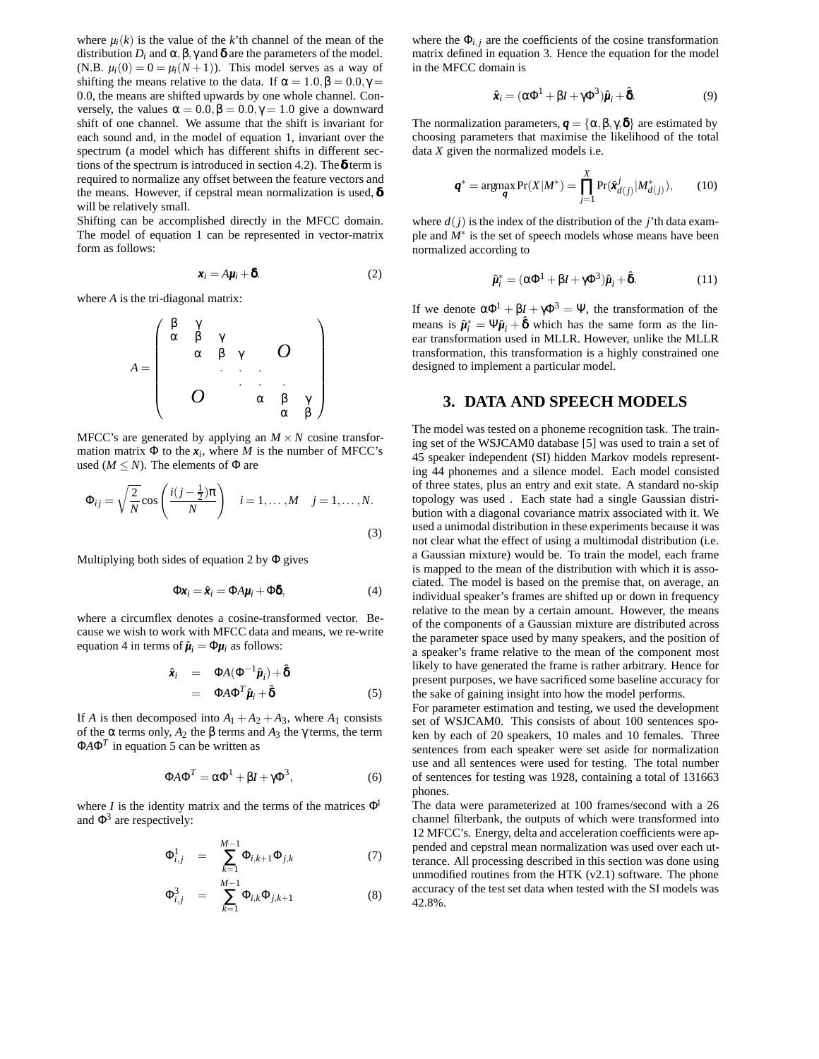where $\mu_i(k)$ is the value of the $k$'th channel of the mean of the distribution $D_i$ and $\alpha, \beta, \gamma$ and $\delta$ are the parameters of the model. (N.B. $\mu_i(0) = 0 = \mu_i(N+1)$). This model serves as a way of shifting the means relative to the data. If $\alpha = 1.0, \beta = 0.0, \gamma = 0.0$, the means are shifted upwards by one whole channel. Conversely, the values $\alpha = 0.0, \beta = 0.0, \gamma = 1.0$ give a downward shift of one channel. We assume that the shift is invariant for each sound and, in the model of equation 1, invariant over the spectrum (a model which has different shifts in different sections of the spectrum is introduced in section 4.2). The $\delta$ term is required to normalize any offset between the feature vectors and the means. However, if cepstral mean normalization is used, $\delta$ will be relatively small.

Shifting can be accomplished directly in the MFCC domain. The model of equation 1 can be represented in vector-matrix form as follows:

$$\boldsymbol{x}_i = A\boldsymbol{\mu}_i + \boldsymbol{\delta}. \tag{2}$$

where $A$ is the tri-diagonal matrix:

$$A = \begin{pmatrix} \beta & \gamma & & & & & \\ \alpha & \beta & \gamma & & & & \\ & \alpha & \beta & \gamma & & O & \\ & & & \ddots & \ddots & \ddots & \\ & & & & & & \\ & O & & & \alpha & \beta & \gamma \\ & & & & & \alpha & \beta \end{pmatrix}$$

MFCC's are generated by applying an $M \times N$ cosine transformation matrix $\Phi$ to the $\boldsymbol{x}_i$, where $M$ is the number of MFCC's used ($M \leq N$). The elements of $\Phi$ are

$$\Phi_{ij} = \sqrt{\frac{2}{N}} \cos\left(\frac{i(j-\frac{1}{2})\pi}{N}\right) \quad i = 1, \ldots, M \quad j = 1, \ldots, N. \tag{3}$$

Multiplying both sides of equation 2 by $\Phi$ gives

$$\Phi\boldsymbol{x}_i = \hat{\boldsymbol{x}}_i = \Phi A \boldsymbol{\mu}_i + \Phi\boldsymbol{\delta}, \tag{4}$$

where a circumflex denotes a cosine-transformed vector. Because we wish to work with MFCC data and means, we re-write equation 4 in terms of $\hat{\boldsymbol{\mu}}_i = \Phi\boldsymbol{\mu}_i$ as follows:

$$\begin{aligned} \hat{\boldsymbol{x}}_i &= \Phi A(\Phi^{-1}\hat{\boldsymbol{\mu}}_i) + \hat{\boldsymbol{\delta}} \\ &= \Phi A \Phi^T \hat{\boldsymbol{\mu}}_i + \hat{\boldsymbol{\delta}} \end{aligned} \tag{5}$$

If $A$ is then decomposed into $A_1 + A_2 + A_3$, where $A_1$ consists of the $\alpha$ terms only, $A_2$ the $\beta$ terms and $A_3$ the $\gamma$ terms, the term $\Phi A \Phi^T$ in equation 5 can be written as

$$\Phi A \Phi^T = \alpha\Phi^1 + \beta I + \gamma\Phi^3, \tag{6}$$

where $I$ is the identity matrix and the terms of the matrices $\Phi^1$ and $\Phi^3$ are respectively:

$$\Phi^1_{i,j} = \sum_{k=1}^{M-1} \Phi_{i,k+1}\Phi_{j,k} \tag{7}$$

$$\Phi^3_{i,j} = \sum_{k=1}^{M-1} \Phi_{i,k}\Phi_{j,k+1} \tag{8}$$

where the $\Phi_{i,j}$ are the coefficients of the cosine transformation matrix defined in equation 3. Hence the equation for the model in the MFCC domain is

$$\hat{\boldsymbol{x}}_i = (\alpha\Phi^1 + \beta I + \gamma\Phi^3)\hat{\boldsymbol{\mu}}_i + \hat{\boldsymbol{\delta}}. \tag{9}$$

The normalization parameters, $\boldsymbol{q} = \{\alpha, \beta, \gamma, \boldsymbol{\delta}\}$ are estimated by choosing parameters that maximise the likelihood of the total data $X$ given the normalized models i.e.

$$\boldsymbol{q}^* = \underset{\boldsymbol{q}}{\operatorname{argmax}} \Pr(X|M^*) = \prod_{j=1}^{X} \Pr(\hat{\boldsymbol{x}}^j_{d(j)}|M^*_{d(j)}), \tag{10}$$

where $d(j)$ is the index of the distribution of the $j$'th data example and $M^*$ is the set of speech models whose means have been normalized according to

$$\hat{\boldsymbol{\mu}}^*_i = (\alpha\Phi^1 + \beta I + \gamma\Phi^3)\hat{\boldsymbol{\mu}}_i + \hat{\boldsymbol{\delta}}. \tag{11}$$

If we denote $\alpha\Phi^1 + \beta I + \gamma\Phi^3 = \Psi$, the transformation of the means is $\hat{\boldsymbol{\mu}}^*_i = \Psi\hat{\boldsymbol{\mu}}_i + \hat{\boldsymbol{\delta}}$ which has the same form as the linear transformation used in MLLR. However, unlike the MLLR transformation, this transformation is a highly constrained one designed to implement a particular model.

## 3. DATA AND SPEECH MODELS

The model was tested on a phoneme recognition task. The training set of the WSJCAM0 database [5] was used to train a set of 45 speaker independent (SI) hidden Markov models representing 44 phonemes and a silence model. Each model consisted of three states, plus an entry and exit state. A standard no-skip topology was used . Each state had a single Gaussian distribution with a diagonal covariance matrix associated with it. We used a unimodal distribution in these experiments because it was not clear what the effect of using a multimodal distribution (i.e. a Gaussian mixture) would be. To train the model, each frame is mapped to the mean of the distribution with which it is associated. The model is based on the premise that, on average, an individual speaker's frames are shifted up or down in frequency relative to the mean by a certain amount. However, the means of the components of a Gaussian mixture are distributed across the parameter space used by many speakers, and the position of a speaker's frame relative to the mean of the component most likely to have generated the frame is rather arbitrary. Hence for present purposes, we have sacrificed some baseline accuracy for the sake of gaining insight into how the model performs.

For parameter estimation and testing, we used the development set of WSJCAM0. This consists of about 100 sentences spoken by each of 20 speakers, 10 males and 10 females. Three sentences from each speaker were set aside for normalization use and all sentences were used for testing. The total number of sentences for testing was 1928, containing a total of 131663 phones.

The data were parameterized at 100 frames/second with a 26 channel filterbank, the outputs of which were transformed into 12 MFCC's. Energy, delta and acceleration coefficients were appended and cepstral mean normalization was used over each utterance. All processing described in this section was done using unmodified routines from the HTK (v2.1) software. The phone accuracy of the test set data when tested with the SI models was 42.8%.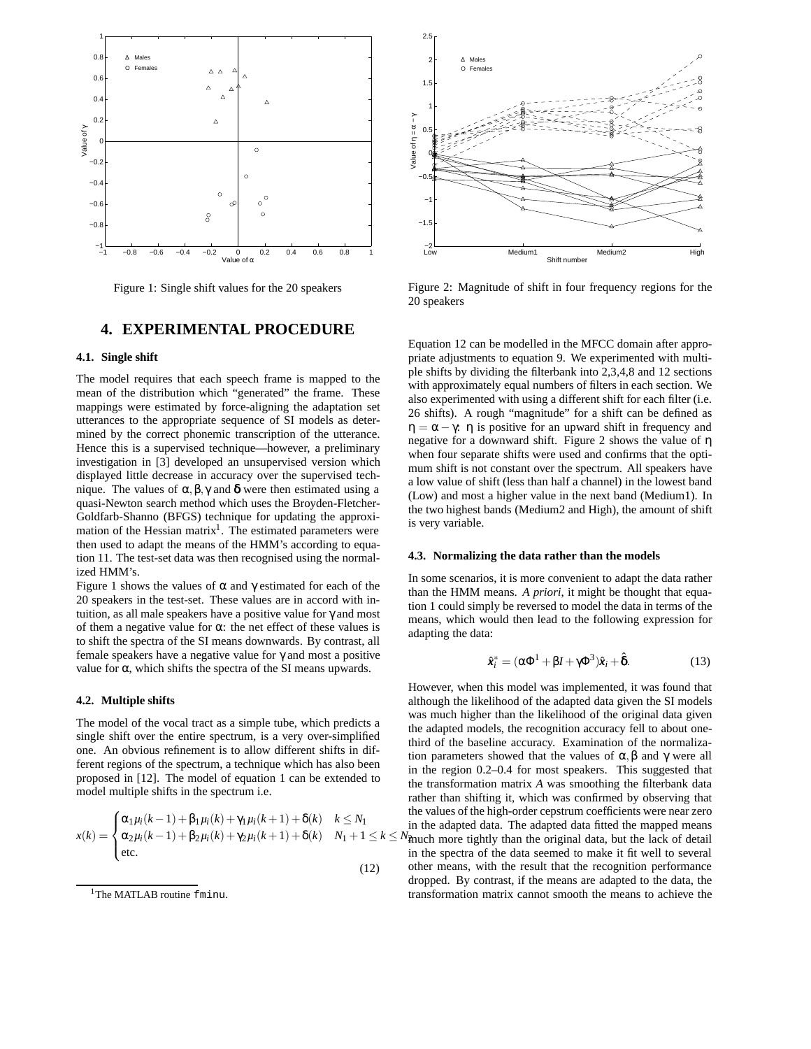Figure 1: Single shift values for the 20 speakers

Figure 2: Magnitude of shift in four frequency regions for the 20 speakers

## 4. EXPERIMENTAL PROCEDURE

### 4.1. Single shift

The model requires that each speech frame is mapped to the mean of the distribution which "generated" the frame. These mappings were estimated by force-aligning the adaptation set utterances to the appropriate sequence of SI models as determined by the correct phonemic transcription of the utterance. Hence this is a supervised technique—however, a preliminary investigation in [3] developed an unsupervised version which displayed little decrease in accuracy over the supervised technique. The values of $\alpha, \beta, \gamma$ and $\delta$ were then estimated using a quasi-Newton search method which uses the Broyden-Fletcher-Goldfarb-Shanno (BFGS) technique for updating the approximation of the Hessian matrix[1]. The estimated parameters were then used to adapt the means of the HMM's according to equation 11. The test-set data was then recognised using the normalized HMM's.

Figure 1 shows the values of $\alpha$ and $\gamma$ estimated for each of the 20 speakers in the test-set. These values are in accord with intuition, as all male speakers have a positive value for $\gamma$ and most of them a negative value for $\alpha$: the net effect of these values is to shift the spectra of the SI means downwards. By contrast, all female speakers have a negative value for $\gamma$ and most a positive value for $\alpha$, which shifts the spectra of the SI means upwards.

### 4.2. Multiple shifts

The model of the vocal tract as a simple tube, which predicts a single shift over the entire spectrum, is a very over-simplified one. An obvious refinement is to allow different shifts in different regions of the spectrum, a technique which has also been proposed in [12]. The model of equation 1 can be extended to model multiple shifts in the spectrum i.e.

$$x(k) = \begin{cases} \alpha_1 \mu_i(k-1) + \beta_1 \mu_i(k) + \gamma_1 \mu_i(k+1) + \delta(k) & k \leq N_1 \\ \alpha_2 \mu_i(k-1) + \beta_2 \mu_i(k) + \gamma_2 \mu_i(k+1) + \delta(k) & N_1 + 1 \leq k \leq N_2 \\ \text{etc.} \end{cases} \quad (12)$$

[1] The MATLAB routine `fminu`.

Equation 12 can be modelled in the MFCC domain after appropriate adjustments to equation 9. We experimented with multiple shifts by dividing the filterbank into 2,3,4,8 and 12 sections with approximately equal numbers of filters in each section. We also experimented with using a different shift for each filter (i.e. 26 shifts). A rough "magnitude" for a shift can be defined as $\eta = \alpha - \gamma$: $\eta$ is positive for an upward shift in frequency and negative for a downward shift. Figure 2 shows the value of $\eta$ when four separate shifts were used and confirms that the optimum shift is not constant over the spectrum. All speakers have a low value of shift (less than half a channel) in the lowest band (Low) and most a higher value in the next band (Medium1). In the two highest bands (Medium2 and High), the amount of shift is very variable.

### 4.3. Normalizing the data rather than the models

In some scenarios, it is more convenient to adapt the data rather than the HMM means. *A priori*, it might be thought that equation 1 could simply be reversed to model the data in terms of the means, which would then lead to the following expression for adapting the data:

$$\hat{\mathbf{x}}_i^* = (\alpha \Phi^1 + \beta I + \gamma \Phi^3)\hat{\mathbf{x}}_i + \hat{\boldsymbol{\delta}}. \quad (13)$$

However, when this model was implemented, it was found that although the likelihood of the adapted data given the SI models was much higher than the likelihood of the original data given the adapted models, the recognition accuracy fell to about one-third of the baseline accuracy. Examination of the normalization parameters showed that the values of $\alpha, \beta$ and $\gamma$ were all in the region 0.2–0.4 for most speakers. This suggested that the transformation matrix $A$ was smoothing the filterbank data rather than shifting it, which was confirmed by observing that the values of the high-order cepstrum coefficients were near zero in the adapted data. The adapted data fitted the mapped means much more tightly than the original data, but the lack of detail in the spectra of the data seemed to make it fit well to several other means, with the result that the recognition performance dropped. By contrast, if the means are adapted to the data, the transformation matrix cannot smooth the means to achieve the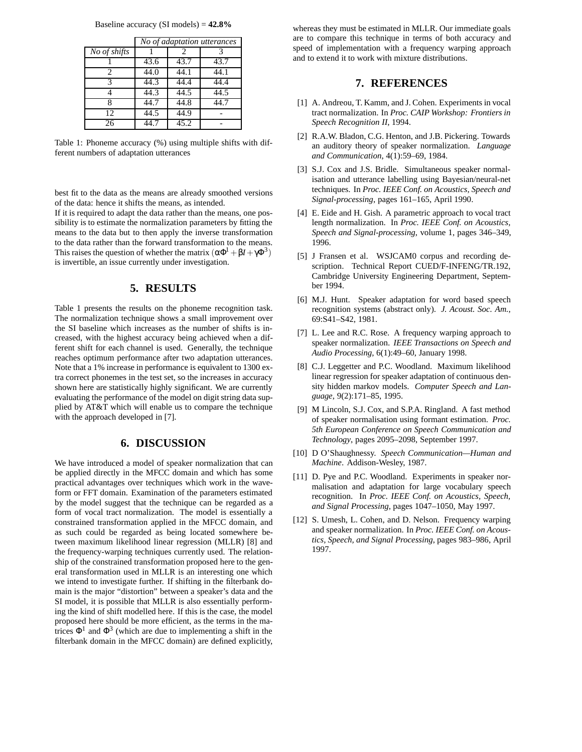Baseline accuracy (SI models) = **42.8%**

| | *No of adaptation utterances* | | |
|---|---|---|---|
| *No of shifts* | 1 | 2 | 3 |
| 1 | 43.6 | 43.7 | 43.7 |
| 2 | 44.0 | 44.1 | 44.1 |
| 3 | 44.3 | 44.4 | 44.4 |
| 4 | 44.3 | 44.5 | 44.5 |
| 8 | 44.7 | 44.8 | 44.7 |
| 12 | 44.5 | 44.9 | - |
| 26 | 44.7 | 45.2 | - |

Table 1: Phoneme accuracy (%) using multiple shifts with different numbers of adaptation utterances

best fit to the data as the means are already smoothed versions of the data: hence it shifts the means, as intended.
If it is required to adapt the data rather than the means, one possibility is to estimate the normalization parameters by fitting the means to the data but to then apply the inverse transformation to the data rather than the forward transformation to the means. This raises the question of whether the matrix $(\alpha\Phi^1 + \beta I + \gamma\Phi^3)$ is invertible, an issue currently under investigation.

## 5. RESULTS

Table 1 presents the results on the phoneme recognition task. The normalization technique shows a small improvement over the SI baseline which increases as the number of shifts is increased, with the highest accuracy being achieved when a different shift for each channel is used. Generally, the technique reaches optimum performance after two adaptation utterances. Note that a 1% increase in performance is equivalent to 1300 extra correct phonemes in the test set, so the increases in accuracy shown here are statistically highly significant. We are currently evaluating the performance of the model on digit string data supplied by AT&T which will enable us to compare the technique with the approach developed in [7].

## 6. DISCUSSION

We have introduced a model of speaker normalization that can be applied directly in the MFCC domain and which has some practical advantages over techniques which work in the waveform or FFT domain. Examination of the parameters estimated by the model suggest that the technique can be regarded as a form of vocal tract normalization. The model is essentially a constrained transformation applied in the MFCC domain, and as such could be regarded as being located somewhere between maximum likelihood linear regression (MLLR) [8] and the frequency-warping techniques currently used. The relationship of the constrained transformation proposed here to the general transformation used in MLLR is an interesting one which we intend to investigate further. If shifting in the filterbank domain is the major "distortion" between a speaker's data and the SI model, it is possible that MLLR is also essentially performing the kind of shift modelled here. If this is the case, the model proposed here should be more efficient, as the terms in the matrices $\Phi^1$ and $\Phi^3$ (which are due to implementing a shift in the filterbank domain in the MFCC domain) are defined explicitly, whereas they must be estimated in MLLR. Our immediate goals are to compare this technique in terms of both accuracy and speed of implementation with a frequency warping approach and to extend it to work with mixture distributions.

## 7. REFERENCES

[1] A. Andreou, T. Kamm, and J. Cohen. Experiments in vocal tract normalization. In *Proc. CAIP Workshop: Frontiers in Speech Recognition II*, 1994.

[2] R.A.W. Bladon, C.G. Henton, and J.B. Pickering. Towards an auditory theory of speaker normalization. *Language and Communication*, 4(1):59–69, 1984.

[3] S.J. Cox and J.S. Bridle. Simultaneous speaker normalisation and utterance labelling using Bayesian/neural-net techniques. In *Proc. IEEE Conf. on Acoustics, Speech and Signal-processing*, pages 161–165, April 1990.

[4] E. Eide and H. Gish. A parametric approach to vocal tract length normalization. In *Proc. IEEE Conf. on Acoustics, Speech and Signal-processing*, volume 1, pages 346–349, 1996.

[5] J Fransen et al. WSJCAM0 corpus and recording description. Technical Report CUED/F-INFENG/TR.192, Cambridge University Engineering Department, September 1994.

[6] M.J. Hunt. Speaker adaptation for word based speech recognition systems (abstract only). *J. Acoust. Soc. Am.*, 69:S41–S42, 1981.

[7] L. Lee and R.C. Rose. A frequency warping approach to speaker normalization. *IEEE Transactions on Speech and Audio Processing*, 6(1):49–60, January 1998.

[8] C.J. Leggetter and P.C. Woodland. Maximum likelihood linear regression for speaker adaptation of continuous density hidden markov models. *Computer Speech and Language*, 9(2):171–85, 1995.

[9] M Lincoln, S.J. Cox, and S.P.A. Ringland. A fast method of speaker normalisation using formant estimation. *Proc. 5th European Conference on Speech Communication and Technology*, pages 2095–2098, September 1997.

[10] D O'Shaughnessy. *Speech Communication—Human and Machine*. Addison-Wesley, 1987.

[11] D. Pye and P.C. Woodland. Experiments in speaker normalisation and adaptation for large vocabulary speech recognition. In *Proc. IEEE Conf. on Acoustics, Speech, and Signal Processing*, pages 1047–1050, May 1997.

[12] S. Umesh, L. Cohen, and D. Nelson. Frequency warping and speaker normalization. In *Proc. IEEE Conf. on Acoustics, Speech, and Signal Processing*, pages 983–986, April 1997.